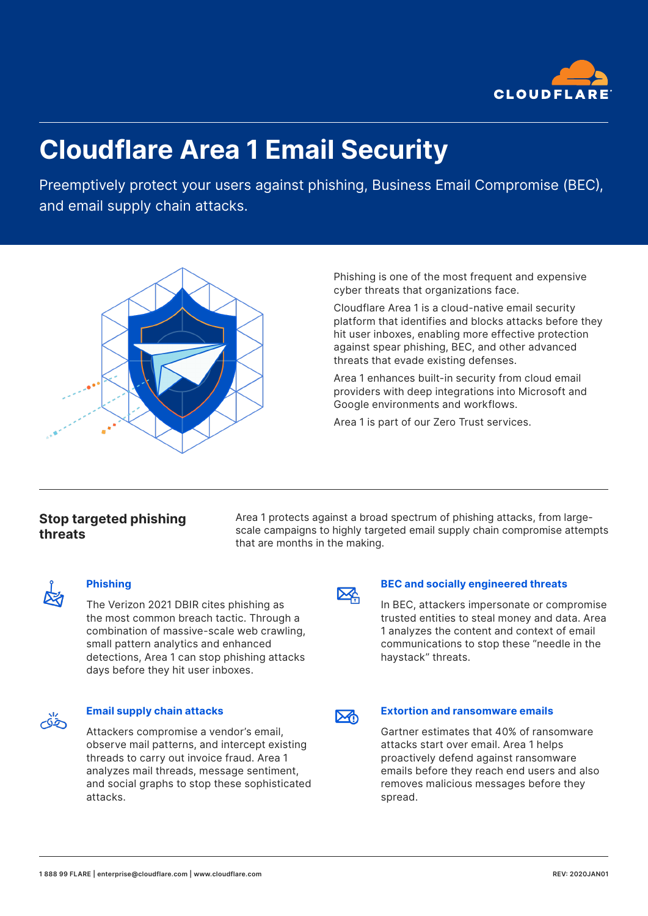# Cloudflare Area 1 Email Security

Preemptively protect your users against phishing, Business Email Compromise (BEC), and email supply chain attacks.

Phishing is one of the most frequent and expensive cyber threats that organizations face.

Cloudflare Area 1 is a cloud-native email security platform that identifies and blocks attacks before they hit user inboxes, enabling more effective protection against spear phishing, BEC, and other advanced threats that evade existing defenses.

Area 1 enhances built-in security from cloud email providers with deep integrations into Microsoft and Google environments and workflows.

Area 1 is part of our Zero Trust services.

## Stop targeted phishing threats

Area 1 protects against a broad spectrum of phishing attacks, from large-scale campaigns to highly targeted email supply chain compromise attempts that are months in the making.

### Phishing

The Verizon 2021 DBIR cites phishing as the most common breach tactic. Through a combination of massive-scale web crawling, small pattern analytics and enhanced detections, Area 1 can stop phishing attacks days before they hit user inboxes.

### BEC and socially engineered threats

In BEC, attackers impersonate or compromise trusted entities to steal money and data. Area 1 analyzes the content and context of email communications to stop these "needle in the haystack" threats.

### Email supply chain attacks

Attackers compromise a vendor's email, observe mail patterns, and intercept existing threads to carry out invoice fraud. Area 1 analyzes mail threads, message sentiment, and social graphs to stop these sophisticated attacks.

### Extortion and ransomware emails

Gartner estimates that 40% of ransomware attacks start over email. Area 1 helps proactively defend against ransomware emails before they reach end users and also removes malicious messages before they spread.

1 888 99 FLARE | enterprise@cloudflare.com | www.cloudflare.com REV: 2020JAN01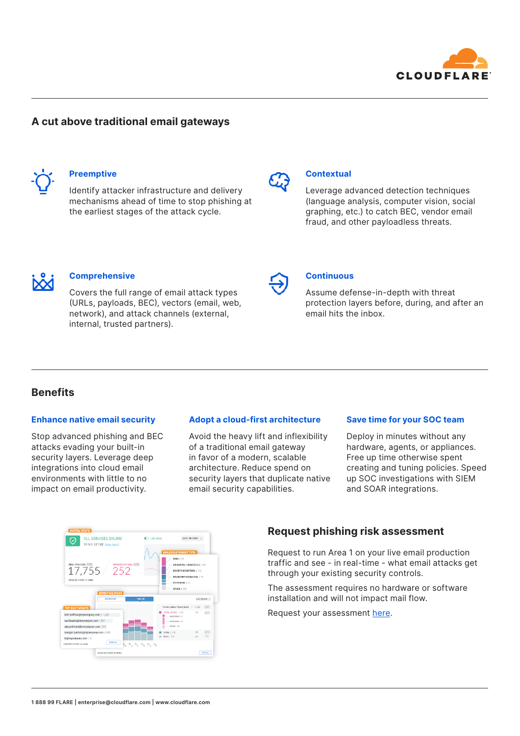## A cut above traditional email gateways

### Preemptive

Identify attacker infrastructure and delivery mechanisms ahead of time to stop phishing at the earliest stages of the attack cycle.

### Contextual

Leverage advanced detection techniques (language analysis, computer vision, social graphing, etc.) to catch BEC, vendor email fraud, and other payloadless threats.

### Comprehensive

Covers the full range of email attack types (URLs, payloads, BEC), vectors (email, web, network), and attack channels (external, internal, trusted partners).

### Continuous

Assume defense-in-depth with threat protection layers before, during, and after an email hits the inbox.

## Benefits

### Enhance native email security

Stop advanced phishing and BEC attacks evading your built-in security layers. Leverage deep integrations into cloud email environments with little to no impact on email productivity.

### Adopt a cloud-first architecture

Avoid the heavy lift and inflexibility of a traditional email gateway in favor of a modern, scalable architecture. Reduce spend on security layers that duplicate native email security capabilities.

### Save time for your SOC team

Deploy in minutes without any hardware, agents, or appliances. Free up time otherwise spent creating and tuning policies. Speed up SOC investigations with SIEM and SOAR integrations.

## Request phishing risk assessment

Request to run Area 1 on your live email production traffic and see - in real-time - what email attacks get through your existing security controls.

The assessment requires no hardware or software installation and will not impact mail flow.

Request your assessment [here](here).

1 888 99 FLARE | enterprise@cloudflare.com | www.cloudflare.com